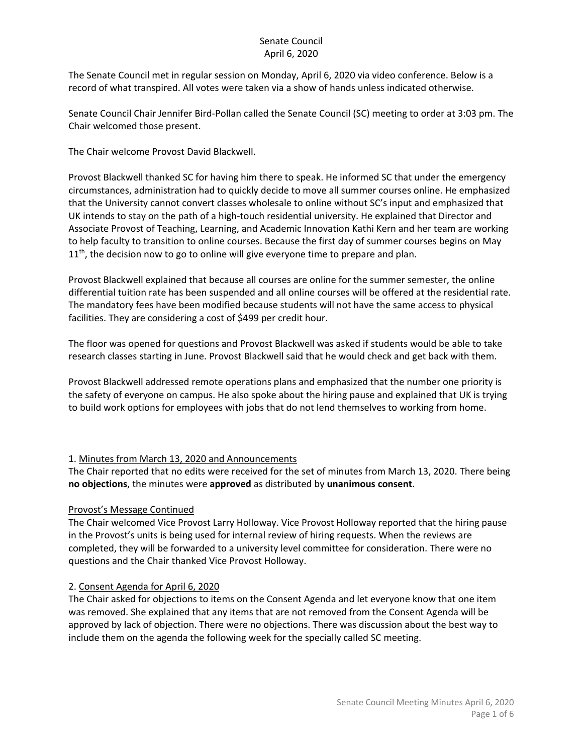# Senate Council
## April 6, 2020

The Senate Council met in regular session on Monday, April 6, 2020 via video conference. Below is a record of what transpired. All votes were taken via a show of hands unless indicated otherwise.

Senate Council Chair Jennifer Bird-Pollan called the Senate Council (SC) meeting to order at 3:03 pm. The Chair welcomed those present.

The Chair welcome Provost David Blackwell.

Provost Blackwell thanked SC for having him there to speak. He informed SC that under the emergency circumstances, administration had to quickly decide to move all summer courses online. He emphasized that the University cannot convert classes wholesale to online without SC's input and emphasized that UK intends to stay on the path of a high-touch residential university. He explained that Director and Associate Provost of Teaching, Learning, and Academic Innovation Kathi Kern and her team are working to help faculty to transition to online courses. Because the first day of summer courses begins on May 11th, the decision now to go to online will give everyone time to prepare and plan.

Provost Blackwell explained that because all courses are online for the summer semester, the online differential tuition rate has been suspended and all online courses will be offered at the residential rate. The mandatory fees have been modified because students will not have the same access to physical facilities. They are considering a cost of $499 per credit hour.

The floor was opened for questions and Provost Blackwell was asked if students would be able to take research classes starting in June. Provost Blackwell said that he would check and get back with them.

Provost Blackwell addressed remote operations plans and emphasized that the number one priority is the safety of everyone on campus. He also spoke about the hiring pause and explained that UK is trying to build work options for employees with jobs that do not lend themselves to working from home.

1. <u>Minutes from March 13, 2020 and Announcements</u>
The Chair reported that no edits were received for the set of minutes from March 13, 2020. There being **no objections**, the minutes were **approved** as distributed by **unanimous consent**.

<u>Provost's Message Continued</u>
The Chair welcomed Vice Provost Larry Holloway. Vice Provost Holloway reported that the hiring pause in the Provost's units is being used for internal review of hiring requests. When the reviews are completed, they will be forwarded to a university level committee for consideration. There were no questions and the Chair thanked Vice Provost Holloway.

2. <u>Consent Agenda for April 6, 2020</u>
The Chair asked for objections to items on the Consent Agenda and let everyone know that one item was removed. She explained that any items that are not removed from the Consent Agenda will be approved by lack of objection. There were no objections. There was discussion about the best way to include them on the agenda the following week for the specially called SC meeting.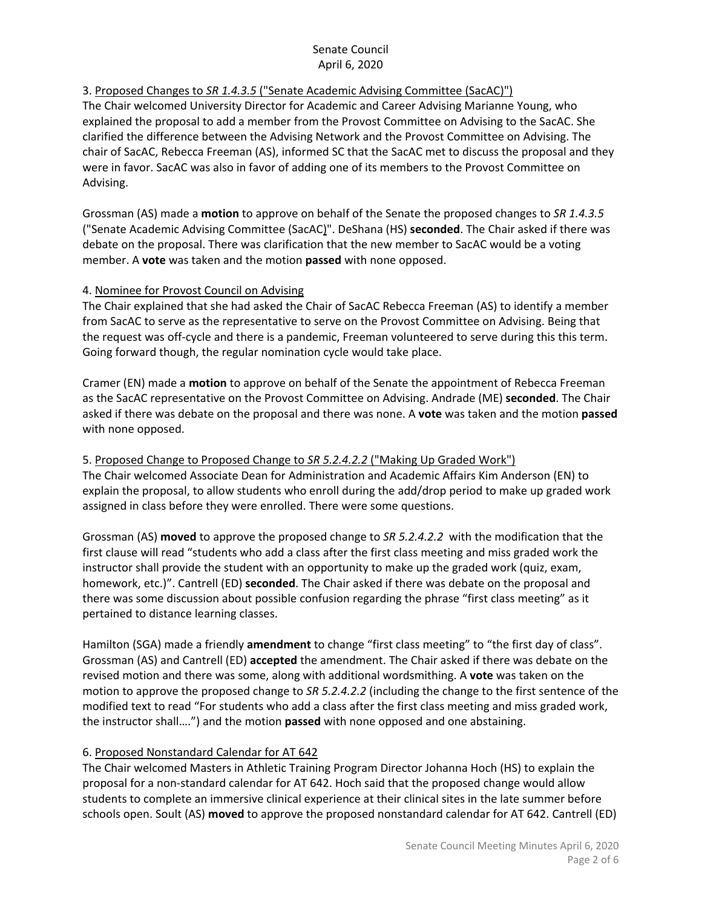3. Proposed Changes to *SR 1.4.3.5* ("Senate Academic Advising Committee (SacAC)")

The Chair welcomed University Director for Academic and Career Advising Marianne Young, who explained the proposal to add a member from the Provost Committee on Advising to the SacAC. She clarified the difference between the Advising Network and the Provost Committee on Advising. The chair of SacAC, Rebecca Freeman (AS), informed SC that the SacAC met to discuss the proposal and they were in favor. SacAC was also in favor of adding one of its members to the Provost Committee on Advising.

Grossman (AS) made a **motion** to approve on behalf of the Senate the proposed changes to *SR 1.4.3.5* ("Senate Academic Advising Committee (SacAC)". DeShana (HS) **seconded**. The Chair asked if there was debate on the proposal. There was clarification that the new member to SacAC would be a voting member. A **vote** was taken and the motion **passed** with none opposed.

4. Nominee for Provost Council on Advising

The Chair explained that she had asked the Chair of SacAC Rebecca Freeman (AS) to identify a member from SacAC to serve as the representative to serve on the Provost Committee on Advising. Being that the request was off-cycle and there is a pandemic, Freeman volunteered to serve during this this term. Going forward though, the regular nomination cycle would take place.

Cramer (EN) made a **motion** to approve on behalf of the Senate the appointment of Rebecca Freeman as the SacAC representative on the Provost Committee on Advising. Andrade (ME) **seconded**. The Chair asked if there was debate on the proposal and there was none. A **vote** was taken and the motion **passed** with none opposed.

5. Proposed Change to Proposed Change to *SR 5.2.4.2.2* ("Making Up Graded Work")

The Chair welcomed Associate Dean for Administration and Academic Affairs Kim Anderson (EN) to explain the proposal, to allow students who enroll during the add/drop period to make up graded work assigned in class before they were enrolled. There were some questions.

Grossman (AS) **moved** to approve the proposed change to *SR 5.2.4.2.2* with the modification that the first clause will read "students who add a class after the first class meeting and miss graded work the instructor shall provide the student with an opportunity to make up the graded work (quiz, exam, homework, etc.)". Cantrell (ED) **seconded**. The Chair asked if there was debate on the proposal and there was some discussion about possible confusion regarding the phrase "first class meeting" as it pertained to distance learning classes.

Hamilton (SGA) made a friendly **amendment** to change "first class meeting" to "the first day of class". Grossman (AS) and Cantrell (ED) **accepted** the amendment. The Chair asked if there was debate on the revised motion and there was some, along with additional wordsmithing. A **vote** was taken on the motion to approve the proposed change to *SR 5.2.4.2.2* (including the change to the first sentence of the modified text to read "For students who add a class after the first class meeting and miss graded work, the instructor shall….") and the motion **passed** with none opposed and one abstaining.

6. Proposed Nonstandard Calendar for AT 642

The Chair welcomed Masters in Athletic Training Program Director Johanna Hoch (HS) to explain the proposal for a non-standard calendar for AT 642. Hoch said that the proposed change would allow students to complete an immersive clinical experience at their clinical sites in the late summer before schools open. Soult (AS) **moved** to approve the proposed nonstandard calendar for AT 642. Cantrell (ED)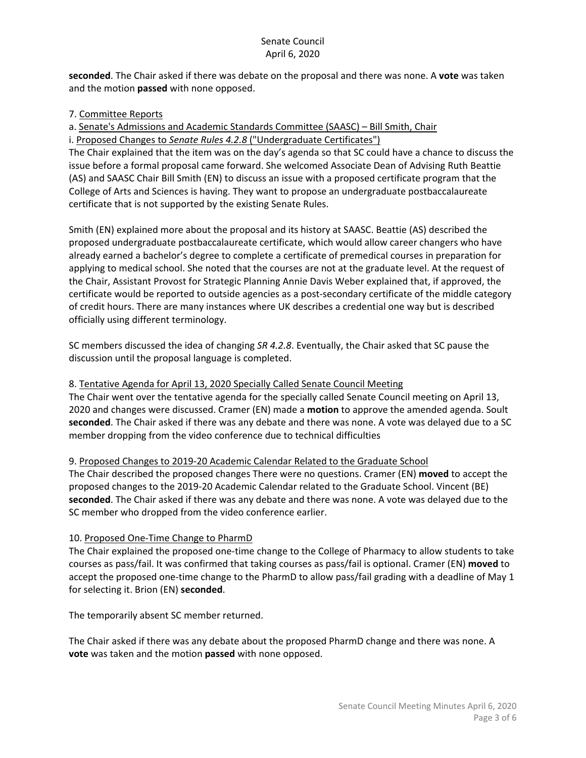**seconded**. The Chair asked if there was debate on the proposal and there was none. A **vote** was taken and the motion **passed** with none opposed.

7. Committee Reports

a. Senate's Admissions and Academic Standards Committee (SAASC) – Bill Smith, Chair

i. Proposed Changes to *Senate Rules 4.2.8* ("Undergraduate Certificates")

The Chair explained that the item was on the day's agenda so that SC could have a chance to discuss the issue before a formal proposal came forward. She welcomed Associate Dean of Advising Ruth Beattie (AS) and SAASC Chair Bill Smith (EN) to discuss an issue with a proposed certificate program that the College of Arts and Sciences is having. They want to propose an undergraduate postbaccalaureate certificate that is not supported by the existing Senate Rules.

Smith (EN) explained more about the proposal and its history at SAASC. Beattie (AS) described the proposed undergraduate postbaccalaureate certificate, which would allow career changers who have already earned a bachelor's degree to complete a certificate of premedical courses in preparation for applying to medical school. She noted that the courses are not at the graduate level. At the request of the Chair, Assistant Provost for Strategic Planning Annie Davis Weber explained that, if approved, the certificate would be reported to outside agencies as a post-secondary certificate of the middle category of credit hours. There are many instances where UK describes a credential one way but is described officially using different terminology.

SC members discussed the idea of changing *SR 4.2.8*. Eventually, the Chair asked that SC pause the discussion until the proposal language is completed.

8. Tentative Agenda for April 13, 2020 Specially Called Senate Council Meeting

The Chair went over the tentative agenda for the specially called Senate Council meeting on April 13, 2020 and changes were discussed. Cramer (EN) made a **motion** to approve the amended agenda. Soult **seconded**. The Chair asked if there was any debate and there was none. A vote was delayed due to a SC member dropping from the video conference due to technical difficulties

9. Proposed Changes to 2019-20 Academic Calendar Related to the Graduate School

The Chair described the proposed changes There were no questions. Cramer (EN) **moved** to accept the proposed changes to the 2019-20 Academic Calendar related to the Graduate School. Vincent (BE) **seconded**. The Chair asked if there was any debate and there was none. A vote was delayed due to the SC member who dropped from the video conference earlier.

10. Proposed One-Time Change to PharmD

The Chair explained the proposed one-time change to the College of Pharmacy to allow students to take courses as pass/fail. It was confirmed that taking courses as pass/fail is optional. Cramer (EN) **moved** to accept the proposed one-time change to the PharmD to allow pass/fail grading with a deadline of May 1 for selecting it. Brion (EN) **seconded**.

The temporarily absent SC member returned.

The Chair asked if there was any debate about the proposed PharmD change and there was none. A **vote** was taken and the motion **passed** with none opposed.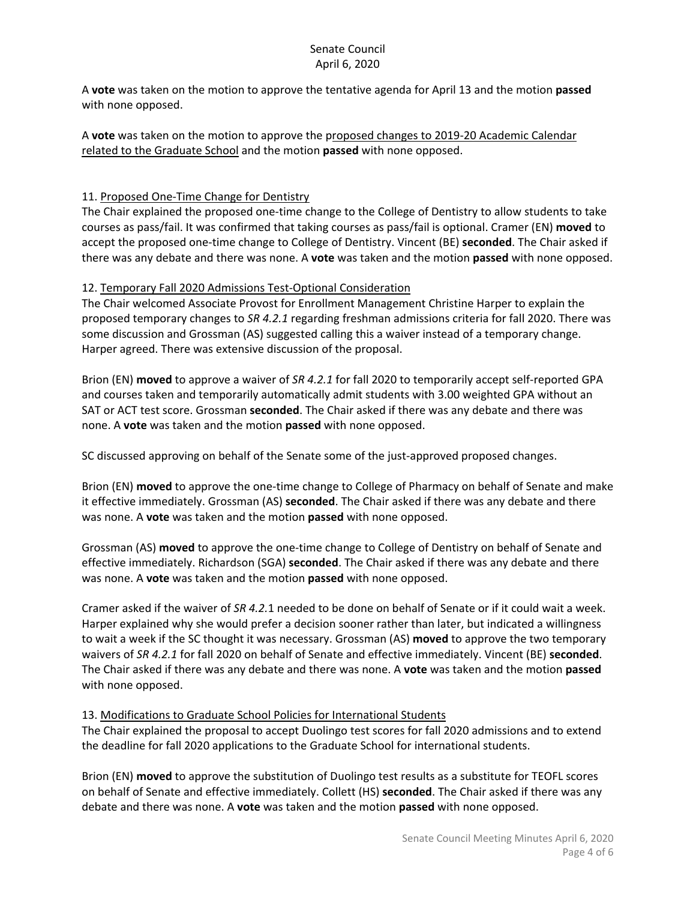A **vote** was taken on the motion to approve the tentative agenda for April 13 and the motion **passed** with none opposed.

A **vote** was taken on the motion to approve the proposed changes to 2019-20 Academic Calendar related to the Graduate School and the motion **passed** with none opposed.

11. Proposed One-Time Change for Dentistry

The Chair explained the proposed one-time change to the College of Dentistry to allow students to take courses as pass/fail. It was confirmed that taking courses as pass/fail is optional. Cramer (EN) **moved** to accept the proposed one-time change to College of Dentistry. Vincent (BE) **seconded**. The Chair asked if there was any debate and there was none. A **vote** was taken and the motion **passed** with none opposed.

12. Temporary Fall 2020 Admissions Test-Optional Consideration

The Chair welcomed Associate Provost for Enrollment Management Christine Harper to explain the proposed temporary changes to *SR 4.2.1* regarding freshman admissions criteria for fall 2020. There was some discussion and Grossman (AS) suggested calling this a waiver instead of a temporary change. Harper agreed. There was extensive discussion of the proposal.

Brion (EN) **moved** to approve a waiver of *SR 4.2.1* for fall 2020 to temporarily accept self-reported GPA and courses taken and temporarily automatically admit students with 3.00 weighted GPA without an SAT or ACT test score. Grossman **seconded**. The Chair asked if there was any debate and there was none. A **vote** was taken and the motion **passed** with none opposed.

SC discussed approving on behalf of the Senate some of the just-approved proposed changes.

Brion (EN) **moved** to approve the one-time change to College of Pharmacy on behalf of Senate and make it effective immediately. Grossman (AS) **seconded**. The Chair asked if there was any debate and there was none. A **vote** was taken and the motion **passed** with none opposed.

Grossman (AS) **moved** to approve the one-time change to College of Dentistry on behalf of Senate and effective immediately. Richardson (SGA) **seconded**. The Chair asked if there was any debate and there was none. A **vote** was taken and the motion **passed** with none opposed.

Cramer asked if the waiver of *SR 4.2.*1 needed to be done on behalf of Senate or if it could wait a week. Harper explained why she would prefer a decision sooner rather than later, but indicated a willingness to wait a week if the SC thought it was necessary. Grossman (AS) **moved** to approve the two temporary waivers of *SR 4.2.1* for fall 2020 on behalf of Senate and effective immediately. Vincent (BE) **seconded**. The Chair asked if there was any debate and there was none. A **vote** was taken and the motion **passed** with none opposed.

13. Modifications to Graduate School Policies for International Students

The Chair explained the proposal to accept Duolingo test scores for fall 2020 admissions and to extend the deadline for fall 2020 applications to the Graduate School for international students.

Brion (EN) **moved** to approve the substitution of Duolingo test results as a substitute for TEOFL scores on behalf of Senate and effective immediately. Collett (HS) **seconded**. The Chair asked if there was any debate and there was none. A **vote** was taken and the motion **passed** with none opposed.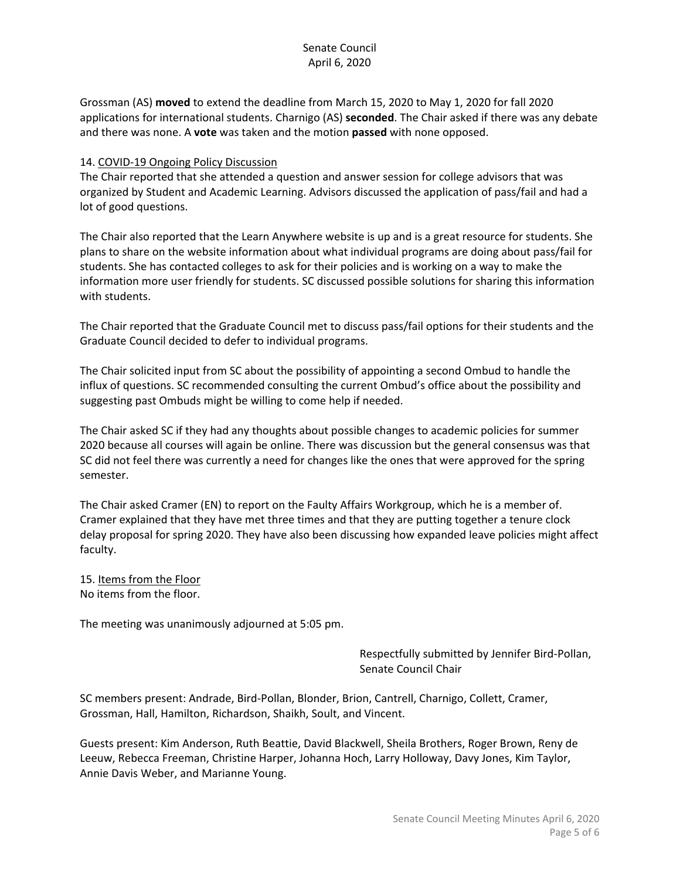Grossman (AS) **moved** to extend the deadline from March 15, 2020 to May 1, 2020 for fall 2020 applications for international students. Charnigo (AS) **seconded**. The Chair asked if there was any debate and there was none. A **vote** was taken and the motion **passed** with none opposed.

14. COVID-19 Ongoing Policy Discussion

The Chair reported that she attended a question and answer session for college advisors that was organized by Student and Academic Learning. Advisors discussed the application of pass/fail and had a lot of good questions.

The Chair also reported that the Learn Anywhere website is up and is a great resource for students. She plans to share on the website information about what individual programs are doing about pass/fail for students. She has contacted colleges to ask for their policies and is working on a way to make the information more user friendly for students. SC discussed possible solutions for sharing this information with students.

The Chair reported that the Graduate Council met to discuss pass/fail options for their students and the Graduate Council decided to defer to individual programs.

The Chair solicited input from SC about the possibility of appointing a second Ombud to handle the influx of questions. SC recommended consulting the current Ombud's office about the possibility and suggesting past Ombuds might be willing to come help if needed.

The Chair asked SC if they had any thoughts about possible changes to academic policies for summer 2020 because all courses will again be online. There was discussion but the general consensus was that SC did not feel there was currently a need for changes like the ones that were approved for the spring semester.

The Chair asked Cramer (EN) to report on the Faulty Affairs Workgroup, which he is a member of. Cramer explained that they have met three times and that they are putting together a tenure clock delay proposal for spring 2020. They have also been discussing how expanded leave policies might affect faculty.

15. Items from the Floor

No items from the floor.

The meeting was unanimously adjourned at 5:05 pm.

Respectfully submitted by Jennifer Bird-Pollan,
Senate Council Chair

SC members present: Andrade, Bird-Pollan, Blonder, Brion, Cantrell, Charnigo, Collett, Cramer, Grossman, Hall, Hamilton, Richardson, Shaikh, Soult, and Vincent.

Guests present: Kim Anderson, Ruth Beattie, David Blackwell, Sheila Brothers, Roger Brown, Reny de Leeuw, Rebecca Freeman, Christine Harper, Johanna Hoch, Larry Holloway, Davy Jones, Kim Taylor, Annie Davis Weber, and Marianne Young.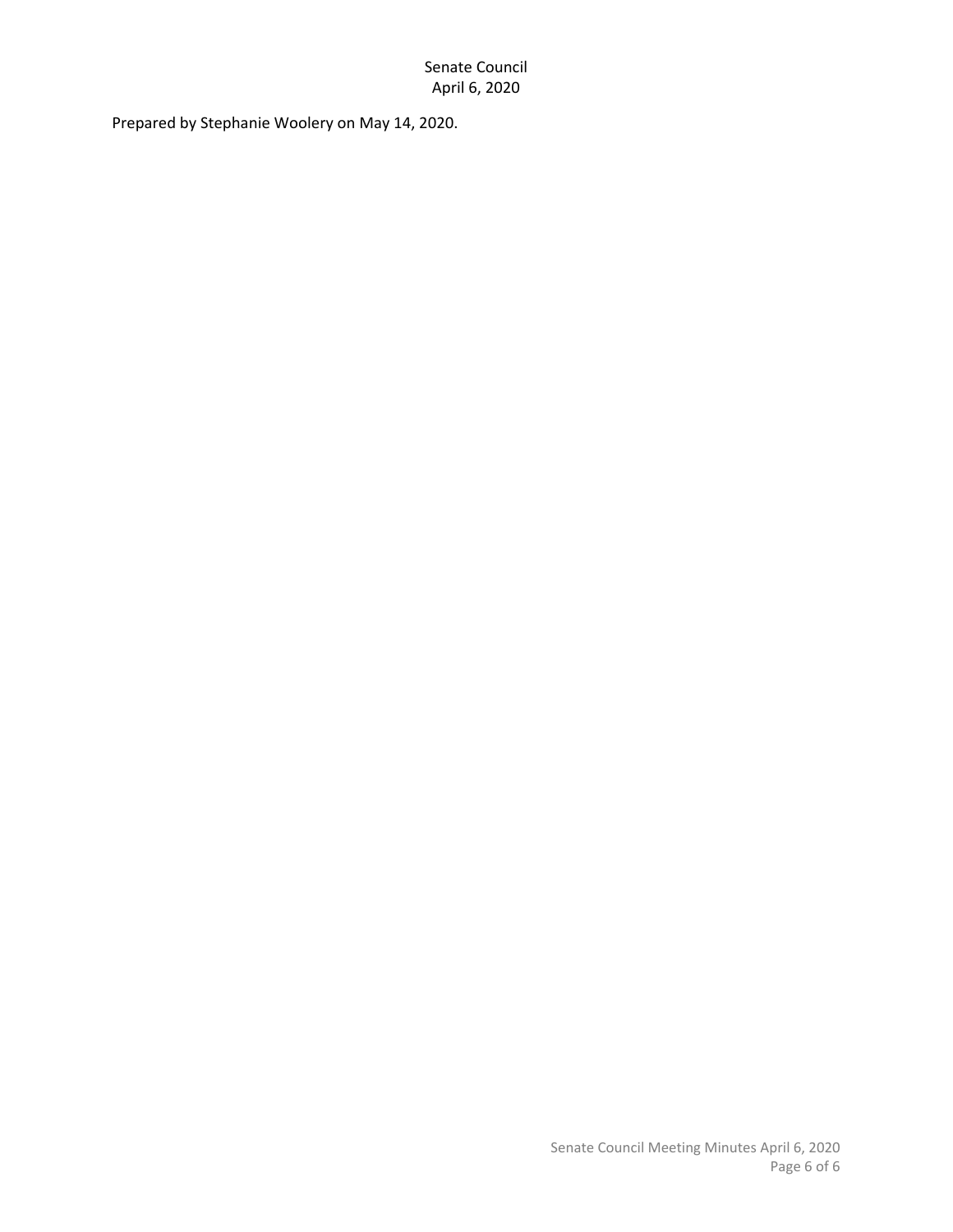Prepared by Stephanie Woolery on May 14, 2020.